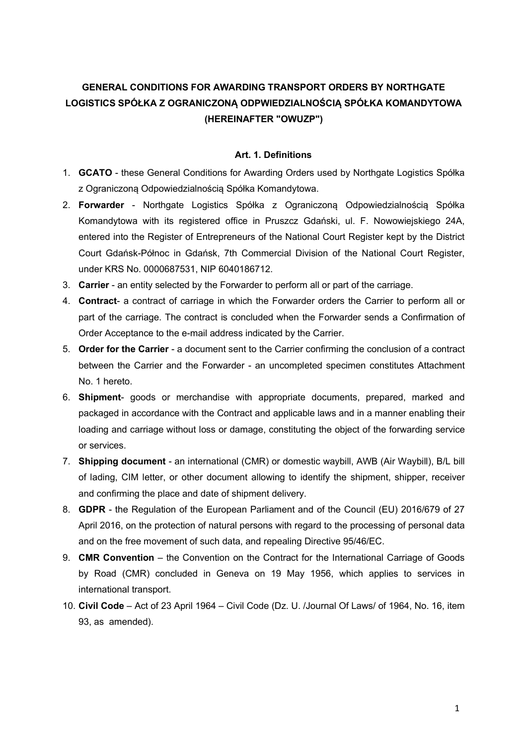# GENERAL CONDITIONS FOR AWARDING TRANSPORT ORDERS BY NORTHGATE LOGISTICS SPÓŁKA Z OGRANICZONĄ ODPWIEDZIALNOŚCIĄ SPÓŁKA KOMANDYTOWA (HEREINAFTER "OWUZP")

## Art. 1. Definitions

1. **GCATO** - these General Conditions for Awarding Orders used by Northgate Logistics Spółka z Ograniczoną Odpowiedzialnością Spółka Komandytowa.
2. **Forwarder** - Northgate Logistics Spółka z Ograniczoną Odpowiedzialnością Spółka Komandytowa with its registered office in Pruszcz Gdański, ul. F. Nowowiejskiego 24A, entered into the Register of Entrepreneurs of the National Court Register kept by the District Court Gdańsk-Północ in Gdańsk, 7th Commercial Division of the National Court Register, under KRS No. 0000687531, NIP 6040186712.
3. **Carrier** - an entity selected by the Forwarder to perform all or part of the carriage.
4. **Contract**- a contract of carriage in which the Forwarder orders the Carrier to perform all or part of the carriage. The contract is concluded when the Forwarder sends a Confirmation of Order Acceptance to the e-mail address indicated by the Carrier.
5. **Order for the Carrier** - a document sent to the Carrier confirming the conclusion of a contract between the Carrier and the Forwarder - an uncompleted specimen constitutes Attachment No. 1 hereto.
6. **Shipment**- goods or merchandise with appropriate documents, prepared, marked and packaged in accordance with the Contract and applicable laws and in a manner enabling their loading and carriage without loss or damage, constituting the object of the forwarding service or services.
7. **Shipping document** - an international (CMR) or domestic waybill, AWB (Air Waybill), B/L bill of lading, CIM letter, or other document allowing to identify the shipment, shipper, receiver and confirming the place and date of shipment delivery.
8. **GDPR** - the Regulation of the European Parliament and of the Council (EU) 2016/679 of 27 April 2016, on the protection of natural persons with regard to the processing of personal data and on the free movement of such data, and repealing Directive 95/46/EC.
9. **CMR Convention** – the Convention on the Contract for the International Carriage of Goods by Road (CMR) concluded in Geneva on 19 May 1956, which applies to services in international transport.
10. **Civil Code** – Act of 23 April 1964 – Civil Code (Dz. U. /Journal Of Laws/ of 1964, No. 16, item 93, as amended).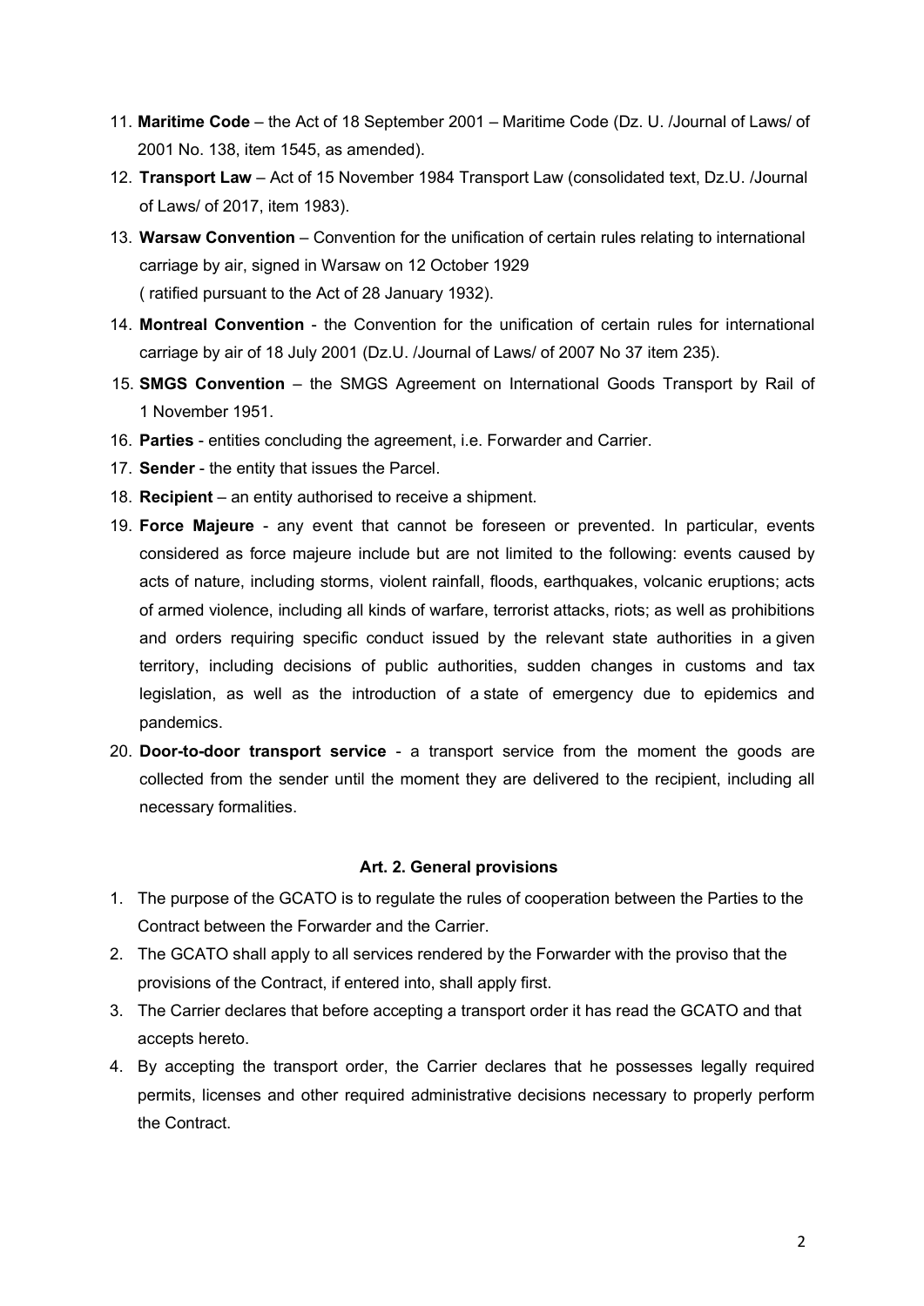11. **Maritime Code** – the Act of 18 September 2001 – Maritime Code (Dz. U. /Journal of Laws/ of 2001 No. 138, item 1545, as amended).
12. **Transport Law** – Act of 15 November 1984 Transport Law (consolidated text, Dz.U. /Journal of Laws/ of 2017, item 1983).
13. **Warsaw Convention** – Convention for the unification of certain rules relating to international carriage by air, signed in Warsaw on 12 October 1929 ( ratified pursuant to the Act of 28 January 1932).
14. **Montreal Convention** - the Convention for the unification of certain rules for international carriage by air of 18 July 2001 (Dz.U. /Journal of Laws/ of 2007 No 37 item 235).
15. **SMGS Convention** – the SMGS Agreement on International Goods Transport by Rail of 1 November 1951.
16. **Parties** - entities concluding the agreement, i.e. Forwarder and Carrier.
17. **Sender** - the entity that issues the Parcel.
18. **Recipient** – an entity authorised to receive a shipment.
19. **Force Majeure** - any event that cannot be foreseen or prevented. In particular, events considered as force majeure include but are not limited to the following: events caused by acts of nature, including storms, violent rainfall, floods, earthquakes, volcanic eruptions; acts of armed violence, including all kinds of warfare, terrorist attacks, riots; as well as prohibitions and orders requiring specific conduct issued by the relevant state authorities in a given territory, including decisions of public authorities, sudden changes in customs and tax legislation, as well as the introduction of a state of emergency due to epidemics and pandemics.
20. **Door-to-door transport service** - a transport service from the moment the goods are collected from the sender until the moment they are delivered to the recipient, including all necessary formalities.

### Art. 2. General provisions

1. The purpose of the GCATO is to regulate the rules of cooperation between the Parties to the Contract between the Forwarder and the Carrier.
2. The GCATO shall apply to all services rendered by the Forwarder with the proviso that the provisions of the Contract, if entered into, shall apply first.
3. The Carrier declares that before accepting a transport order it has read the GCATO and that accepts hereto.
4. By accepting the transport order, the Carrier declares that he possesses legally required permits, licenses and other required administrative decisions necessary to properly perform the Contract.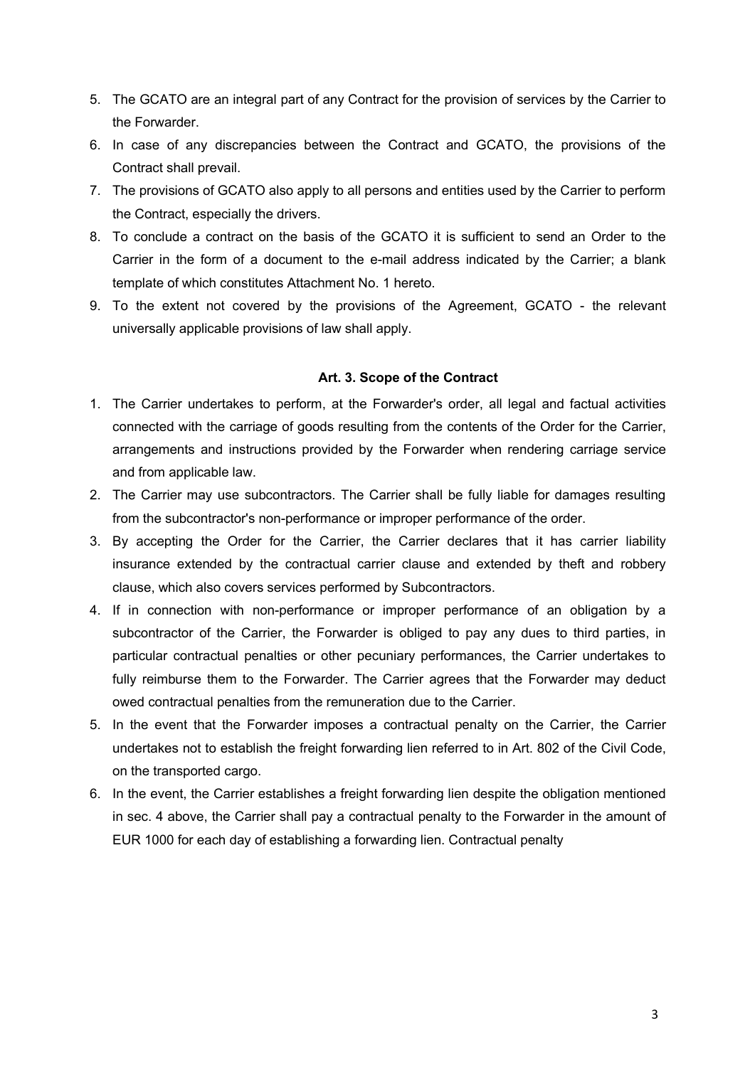5. The GCATO are an integral part of any Contract for the provision of services by the Carrier to the Forwarder.
6. In case of any discrepancies between the Contract and GCATO, the provisions of the Contract shall prevail.
7. The provisions of GCATO also apply to all persons and entities used by the Carrier to perform the Contract, especially the drivers.
8. To conclude a contract on the basis of the GCATO it is sufficient to send an Order to the Carrier in the form of a document to the e-mail address indicated by the Carrier; a blank template of which constitutes Attachment No. 1 hereto.
9. To the extent not covered by the provisions of the Agreement, GCATO - the relevant universally applicable provisions of law shall apply.

### Art. 3. Scope of the Contract

1. The Carrier undertakes to perform, at the Forwarder's order, all legal and factual activities connected with the carriage of goods resulting from the contents of the Order for the Carrier, arrangements and instructions provided by the Forwarder when rendering carriage service and from applicable law.
2. The Carrier may use subcontractors. The Carrier shall be fully liable for damages resulting from the subcontractor's non-performance or improper performance of the order.
3. By accepting the Order for the Carrier, the Carrier declares that it has carrier liability insurance extended by the contractual carrier clause and extended by theft and robbery clause, which also covers services performed by Subcontractors.
4. If in connection with non-performance or improper performance of an obligation by a subcontractor of the Carrier, the Forwarder is obliged to pay any dues to third parties, in particular contractual penalties or other pecuniary performances, the Carrier undertakes to fully reimburse them to the Forwarder. The Carrier agrees that the Forwarder may deduct owed contractual penalties from the remuneration due to the Carrier.
5. In the event that the Forwarder imposes a contractual penalty on the Carrier, the Carrier undertakes not to establish the freight forwarding lien referred to in Art. 802 of the Civil Code, on the transported cargo.
6. In the event, the Carrier establishes a freight forwarding lien despite the obligation mentioned in sec. 4 above, the Carrier shall pay a contractual penalty to the Forwarder in the amount of EUR 1000 for each day of establishing a forwarding lien. Contractual penalty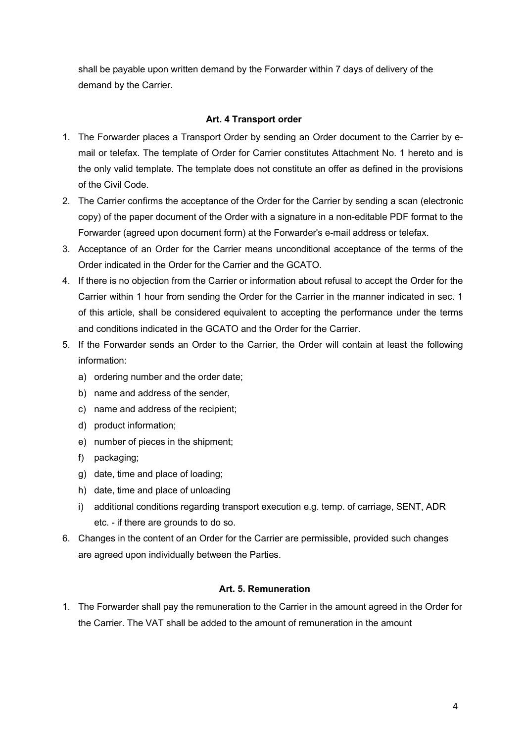shall be payable upon written demand by the Forwarder within 7 days of delivery of the demand by the Carrier.

### Art. 4 Transport order

1. The Forwarder places a Transport Order by sending an Order document to the Carrier by e-mail or telefax. The template of Order for Carrier constitutes Attachment No. 1 hereto and is the only valid template. The template does not constitute an offer as defined in the provisions of the Civil Code.
2. The Carrier confirms the acceptance of the Order for the Carrier by sending a scan (electronic copy) of the paper document of the Order with a signature in a non-editable PDF format to the Forwarder (agreed upon document form) at the Forwarder's e-mail address or telefax.
3. Acceptance of an Order for the Carrier means unconditional acceptance of the terms of the Order indicated in the Order for the Carrier and the GCATO.
4. If there is no objection from the Carrier or information about refusal to accept the Order for the Carrier within 1 hour from sending the Order for the Carrier in the manner indicated in sec. 1 of this article, shall be considered equivalent to accepting the performance under the terms and conditions indicated in the GCATO and the Order for the Carrier.
5. If the Forwarder sends an Order to the Carrier, the Order will contain at least the following information:
   a) ordering number and the order date;
   b) name and address of the sender,
   c) name and address of the recipient;
   d) product information;
   e) number of pieces in the shipment;
   f) packaging;
   g) date, time and place of loading;
   h) date, time and place of unloading
   i) additional conditions regarding transport execution e.g. temp. of carriage, SENT, ADR etc. - if there are grounds to do so.
6. Changes in the content of an Order for the Carrier are permissible, provided such changes are agreed upon individually between the Parties.

### Art. 5. Remuneration

1. The Forwarder shall pay the remuneration to the Carrier in the amount agreed in the Order for the Carrier. The VAT shall be added to the amount of remuneration in the amount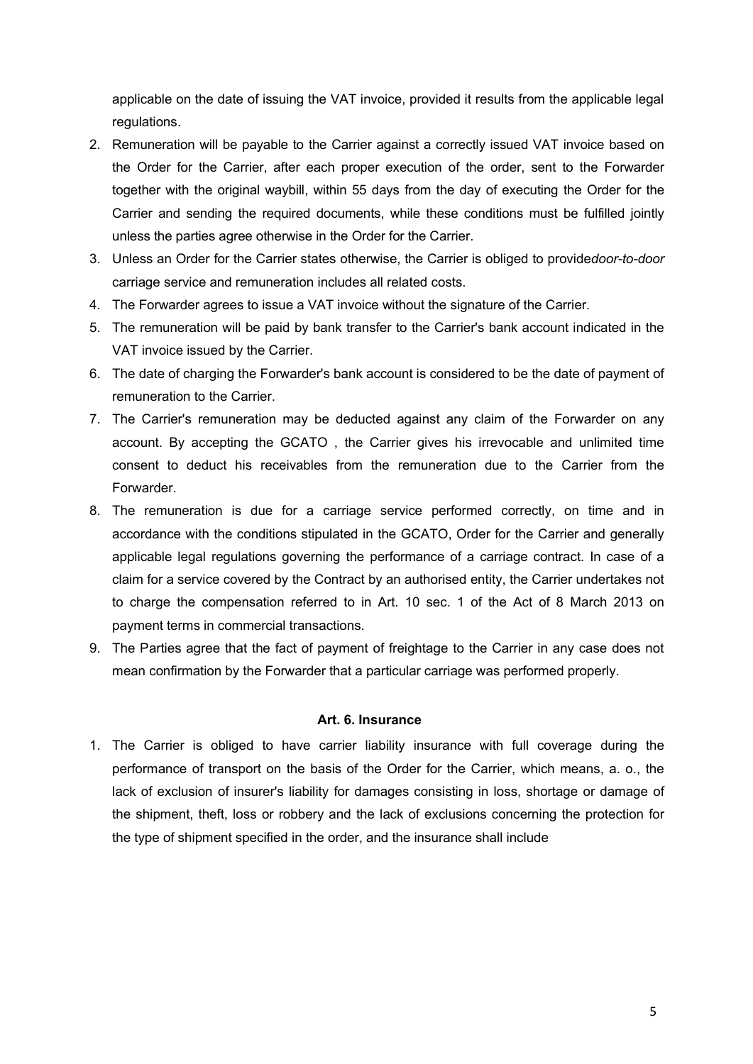applicable on the date of issuing the VAT invoice, provided it results from the applicable legal regulations.

2. Remuneration will be payable to the Carrier against a correctly issued VAT invoice based on the Order for the Carrier, after each proper execution of the order, sent to the Forwarder together with the original waybill, within 55 days from the day of executing the Order for the Carrier and sending the required documents, while these conditions must be fulfilled jointly unless the parties agree otherwise in the Order for the Carrier.
3. Unless an Order for the Carrier states otherwise, the Carrier is obliged to provide*door-to-door* carriage service and remuneration includes all related costs.
4. The Forwarder agrees to issue a VAT invoice without the signature of the Carrier.
5. The remuneration will be paid by bank transfer to the Carrier's bank account indicated in the VAT invoice issued by the Carrier.
6. The date of charging the Forwarder's bank account is considered to be the date of payment of remuneration to the Carrier.
7. The Carrier's remuneration may be deducted against any claim of the Forwarder on any account. By accepting the GCATO , the Carrier gives his irrevocable and unlimited time consent to deduct his receivables from the remuneration due to the Carrier from the Forwarder.
8. The remuneration is due for a carriage service performed correctly, on time and in accordance with the conditions stipulated in the GCATO, Order for the Carrier and generally applicable legal regulations governing the performance of a carriage contract. In case of a claim for a service covered by the Contract by an authorised entity, the Carrier undertakes not to charge the compensation referred to in Art. 10 sec. 1 of the Act of 8 March 2013 on payment terms in commercial transactions.
9. The Parties agree that the fact of payment of freightage to the Carrier in any case does not mean confirmation by the Forwarder that a particular carriage was performed properly.

**Art. 6. Insurance**

1. The Carrier is obliged to have carrier liability insurance with full coverage during the performance of transport on the basis of the Order for the Carrier, which means, a. o., the lack of exclusion of insurer's liability for damages consisting in loss, shortage or damage of the shipment, theft, loss or robbery and the lack of exclusions concerning the protection for the type of shipment specified in the order, and the insurance shall include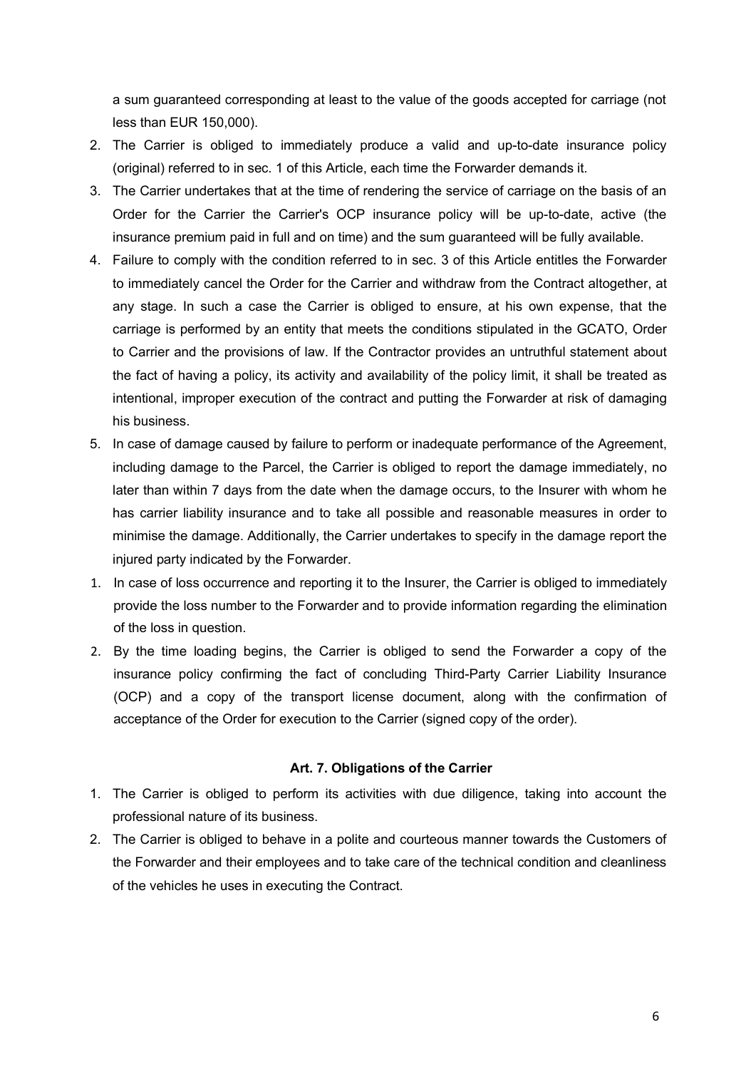a sum guaranteed corresponding at least to the value of the goods accepted for carriage (not less than EUR 150,000).

2. The Carrier is obliged to immediately produce a valid and up-to-date insurance policy (original) referred to in sec. 1 of this Article, each time the Forwarder demands it.
3. The Carrier undertakes that at the time of rendering the service of carriage on the basis of an Order for the Carrier the Carrier's OCP insurance policy will be up-to-date, active (the insurance premium paid in full and on time) and the sum guaranteed will be fully available.
4. Failure to comply with the condition referred to in sec. 3 of this Article entitles the Forwarder to immediately cancel the Order for the Carrier and withdraw from the Contract altogether, at any stage. In such a case the Carrier is obliged to ensure, at his own expense, that the carriage is performed by an entity that meets the conditions stipulated in the GCATO, Order to Carrier and the provisions of law. If the Contractor provides an untruthful statement about the fact of having a policy, its activity and availability of the policy limit, it shall be treated as intentional, improper execution of the contract and putting the Forwarder at risk of damaging his business.
5. In case of damage caused by failure to perform or inadequate performance of the Agreement, including damage to the Parcel, the Carrier is obliged to report the damage immediately, no later than within 7 days from the date when the damage occurs, to the Insurer with whom he has carrier liability insurance and to take all possible and reasonable measures in order to minimise the damage. Additionally, the Carrier undertakes to specify in the damage report the injured party indicated by the Forwarder.

1. In case of loss occurrence and reporting it to the Insurer, the Carrier is obliged to immediately provide the loss number to the Forwarder and to provide information regarding the elimination of the loss in question.
2. By the time loading begins, the Carrier is obliged to send the Forwarder a copy of the insurance policy confirming the fact of concluding Third-Party Carrier Liability Insurance (OCP) and a copy of the transport license document, along with the confirmation of acceptance of the Order for execution to the Carrier (signed copy of the order).

### Art. 7. Obligations of the Carrier

1. The Carrier is obliged to perform its activities with due diligence, taking into account the professional nature of its business.
2. The Carrier is obliged to behave in a polite and courteous manner towards the Customers of the Forwarder and their employees and to take care of the technical condition and cleanliness of the vehicles he uses in executing the Contract.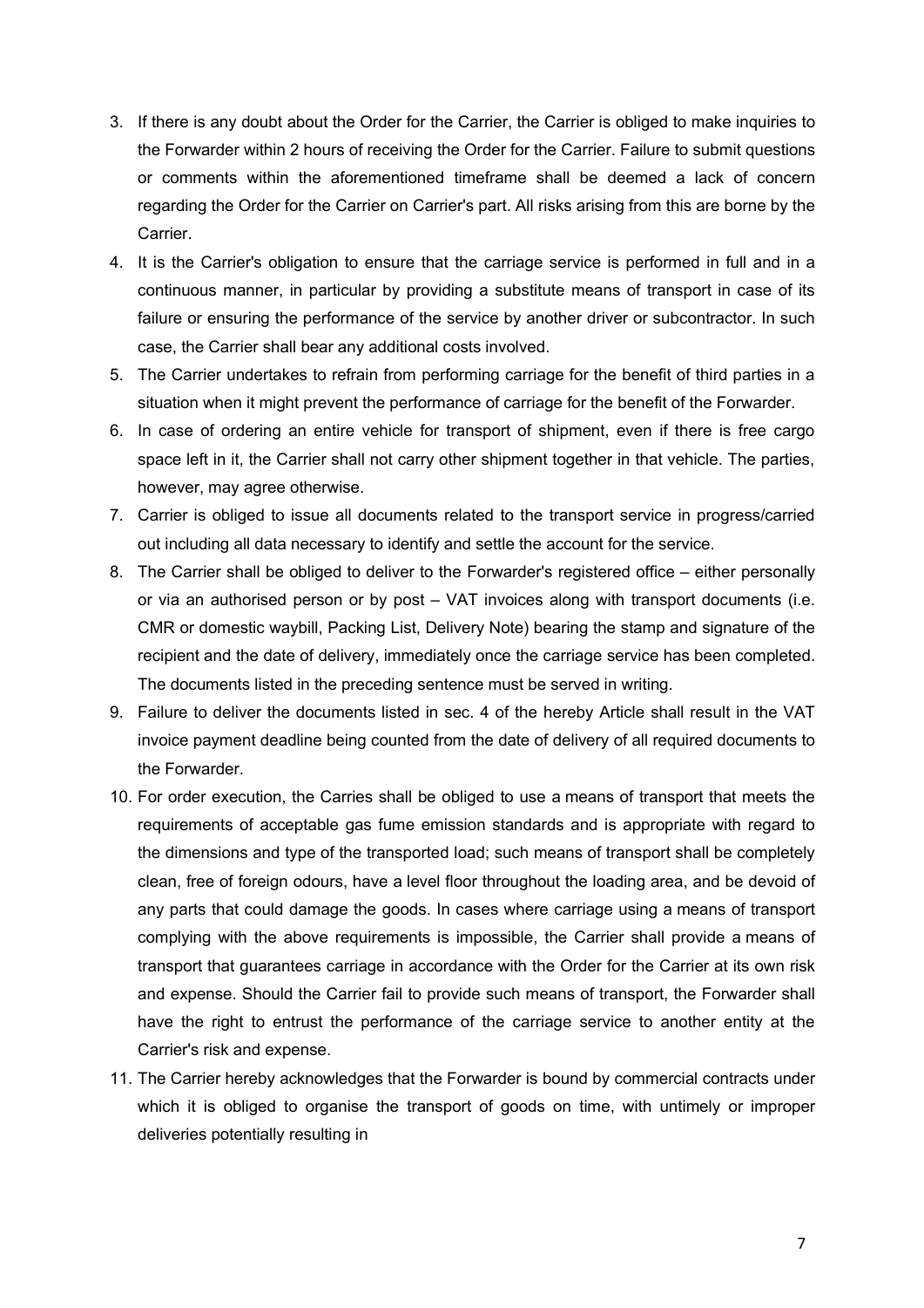3. If there is any doubt about the Order for the Carrier, the Carrier is obliged to make inquiries to the Forwarder within 2 hours of receiving the Order for the Carrier. Failure to submit questions or comments within the aforementioned timeframe shall be deemed a lack of concern regarding the Order for the Carrier on Carrier's part. All risks arising from this are borne by the Carrier.
4. It is the Carrier's obligation to ensure that the carriage service is performed in full and in a continuous manner, in particular by providing a substitute means of transport in case of its failure or ensuring the performance of the service by another driver or subcontractor. In such case, the Carrier shall bear any additional costs involved.
5. The Carrier undertakes to refrain from performing carriage for the benefit of third parties in a situation when it might prevent the performance of carriage for the benefit of the Forwarder.
6. In case of ordering an entire vehicle for transport of shipment, even if there is free cargo space left in it, the Carrier shall not carry other shipment together in that vehicle. The parties, however, may agree otherwise.
7. Carrier is obliged to issue all documents related to the transport service in progress/carried out including all data necessary to identify and settle the account for the service.
8. The Carrier shall be obliged to deliver to the Forwarder's registered office – either personally or via an authorised person or by post – VAT invoices along with transport documents (i.e. CMR or domestic waybill, Packing List, Delivery Note) bearing the stamp and signature of the recipient and the date of delivery, immediately once the carriage service has been completed. The documents listed in the preceding sentence must be served in writing.
9. Failure to deliver the documents listed in sec. 4 of the hereby Article shall result in the VAT invoice payment deadline being counted from the date of delivery of all required documents to the Forwarder.
10. For order execution, the Carries shall be obliged to use a means of transport that meets the requirements of acceptable gas fume emission standards and is appropriate with regard to the dimensions and type of the transported load; such means of transport shall be completely clean, free of foreign odours, have a level floor throughout the loading area, and be devoid of any parts that could damage the goods. In cases where carriage using a means of transport complying with the above requirements is impossible, the Carrier shall provide a means of transport that guarantees carriage in accordance with the Order for the Carrier at its own risk and expense. Should the Carrier fail to provide such means of transport, the Forwarder shall have the right to entrust the performance of the carriage service to another entity at the Carrier's risk and expense.
11. The Carrier hereby acknowledges that the Forwarder is bound by commercial contracts under which it is obliged to organise the transport of goods on time, with untimely or improper deliveries potentially resulting in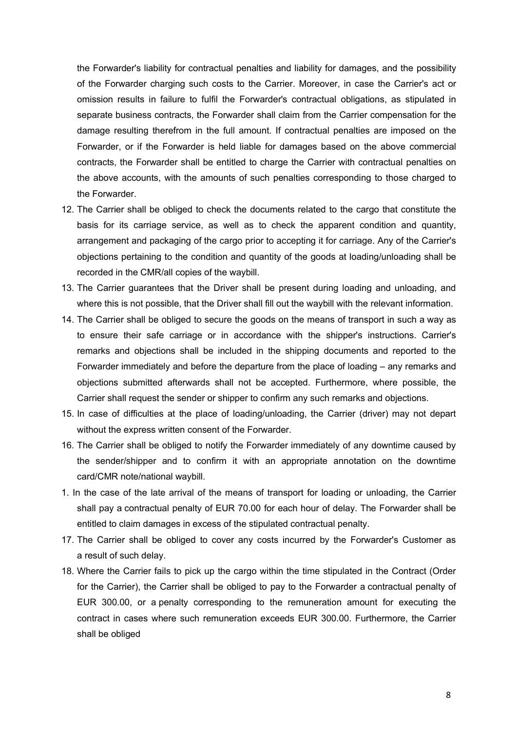the Forwarder's liability for contractual penalties and liability for damages, and the possibility of the Forwarder charging such costs to the Carrier. Moreover, in case the Carrier's act or omission results in failure to fulfil the Forwarder's contractual obligations, as stipulated in separate business contracts, the Forwarder shall claim from the Carrier compensation for the damage resulting therefrom in the full amount. If contractual penalties are imposed on the Forwarder, or if the Forwarder is held liable for damages based on the above commercial contracts, the Forwarder shall be entitled to charge the Carrier with contractual penalties on the above accounts, with the amounts of such penalties corresponding to those charged to the Forwarder.

12. The Carrier shall be obliged to check the documents related to the cargo that constitute the basis for its carriage service, as well as to check the apparent condition and quantity, arrangement and packaging of the cargo prior to accepting it for carriage. Any of the Carrier's objections pertaining to the condition and quantity of the goods at loading/unloading shall be recorded in the CMR/all copies of the waybill.
13. The Carrier guarantees that the Driver shall be present during loading and unloading, and where this is not possible, that the Driver shall fill out the waybill with the relevant information.
14. The Carrier shall be obliged to secure the goods on the means of transport in such a way as to ensure their safe carriage or in accordance with the shipper's instructions. Carrier's remarks and objections shall be included in the shipping documents and reported to the Forwarder immediately and before the departure from the place of loading – any remarks and objections submitted afterwards shall not be accepted. Furthermore, where possible, the Carrier shall request the sender or shipper to confirm any such remarks and objections.
15. In case of difficulties at the place of loading/unloading, the Carrier (driver) may not depart without the express written consent of the Forwarder.
16. The Carrier shall be obliged to notify the Forwarder immediately of any downtime caused by the sender/shipper and to confirm it with an appropriate annotation on the downtime card/CMR note/national waybill.

1. In the case of the late arrival of the means of transport for loading or unloading, the Carrier shall pay a contractual penalty of EUR 70.00 for each hour of delay. The Forwarder shall be entitled to claim damages in excess of the stipulated contractual penalty.

17. The Carrier shall be obliged to cover any costs incurred by the Forwarder's Customer as a result of such delay.
18. Where the Carrier fails to pick up the cargo within the time stipulated in the Contract (Order for the Carrier), the Carrier shall be obliged to pay to the Forwarder a contractual penalty of EUR 300.00, or a penalty corresponding to the remuneration amount for executing the contract in cases where such remuneration exceeds EUR 300.00. Furthermore, the Carrier shall be obliged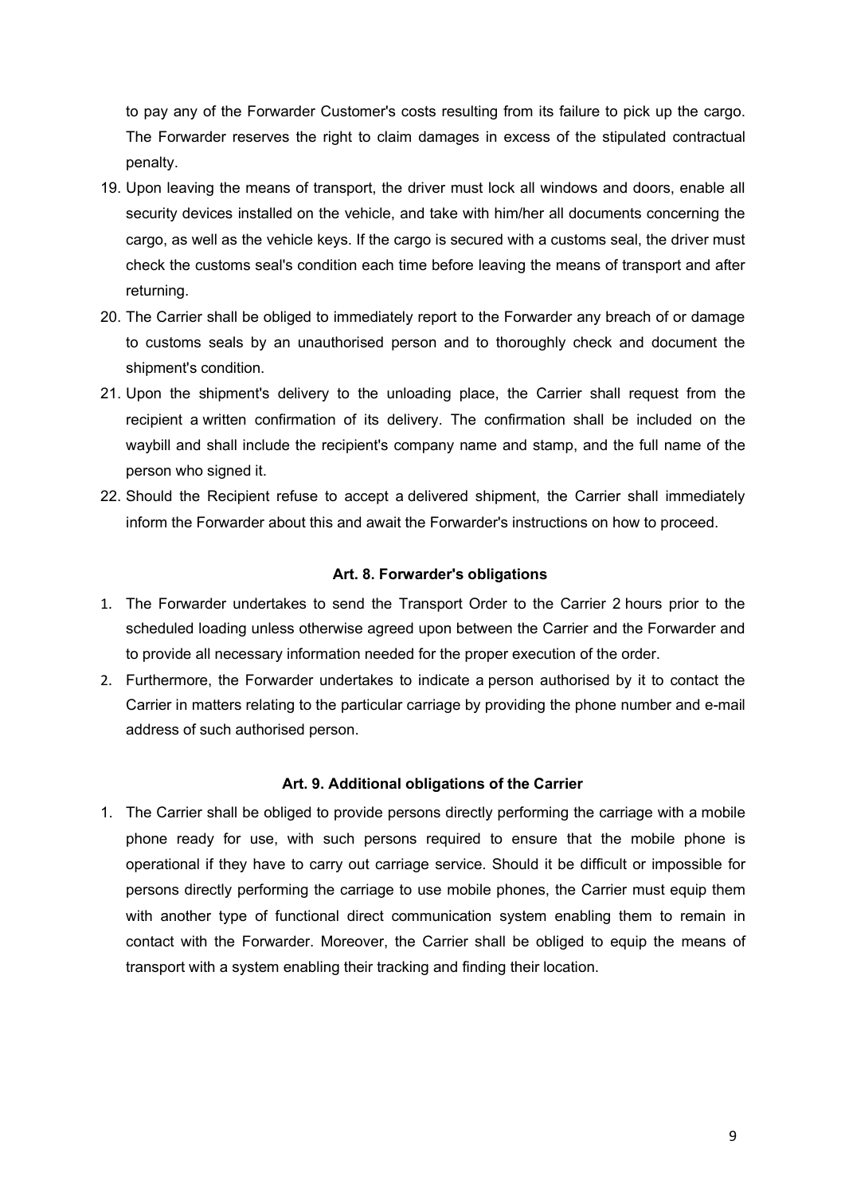to pay any of the Forwarder Customer's costs resulting from its failure to pick up the cargo. The Forwarder reserves the right to claim damages in excess of the stipulated contractual penalty.

19. Upon leaving the means of transport, the driver must lock all windows and doors, enable all security devices installed on the vehicle, and take with him/her all documents concerning the cargo, as well as the vehicle keys. If the cargo is secured with a customs seal, the driver must check the customs seal's condition each time before leaving the means of transport and after returning.
20. The Carrier shall be obliged to immediately report to the Forwarder any breach of or damage to customs seals by an unauthorised person and to thoroughly check and document the shipment's condition.
21. Upon the shipment's delivery to the unloading place, the Carrier shall request from the recipient a written confirmation of its delivery. The confirmation shall be included on the waybill and shall include the recipient's company name and stamp, and the full name of the person who signed it.
22. Should the Recipient refuse to accept a delivered shipment, the Carrier shall immediately inform the Forwarder about this and await the Forwarder's instructions on how to proceed.

**Art. 8. Forwarder's obligations**

1. The Forwarder undertakes to send the Transport Order to the Carrier 2 hours prior to the scheduled loading unless otherwise agreed upon between the Carrier and the Forwarder and to provide all necessary information needed for the proper execution of the order.
2. Furthermore, the Forwarder undertakes to indicate a person authorised by it to contact the Carrier in matters relating to the particular carriage by providing the phone number and e-mail address of such authorised person.

**Art. 9. Additional obligations of the Carrier**

1. The Carrier shall be obliged to provide persons directly performing the carriage with a mobile phone ready for use, with such persons required to ensure that the mobile phone is operational if they have to carry out carriage service. Should it be difficult or impossible for persons directly performing the carriage to use mobile phones, the Carrier must equip them with another type of functional direct communication system enabling them to remain in contact with the Forwarder. Moreover, the Carrier shall be obliged to equip the means of transport with a system enabling their tracking and finding their location.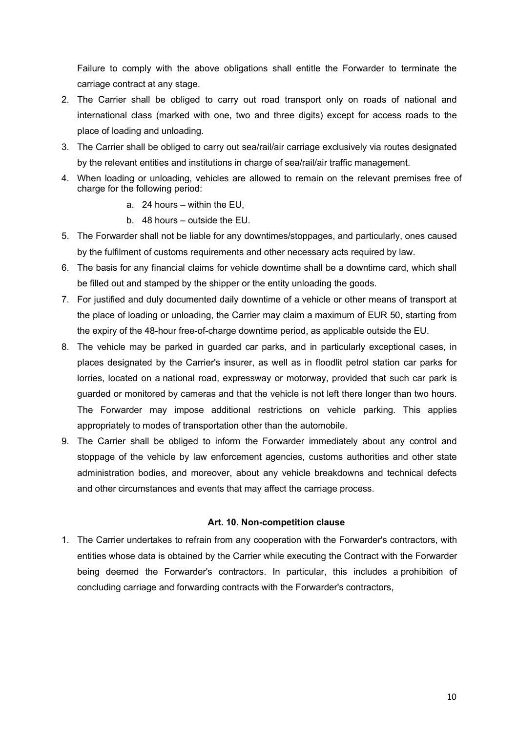Failure to comply with the above obligations shall entitle the Forwarder to terminate the carriage contract at any stage.

2. The Carrier shall be obliged to carry out road transport only on roads of national and international class (marked with one, two and three digits) except for access roads to the place of loading and unloading.
3. The Carrier shall be obliged to carry out sea/rail/air carriage exclusively via routes designated by the relevant entities and institutions in charge of sea/rail/air traffic management.
4. When loading or unloading, vehicles are allowed to remain on the relevant premises free of charge for the following period:
   a. 24 hours – within the EU,
   b. 48 hours – outside the EU.
5. The Forwarder shall not be liable for any downtimes/stoppages, and particularly, ones caused by the fulfilment of customs requirements and other necessary acts required by law.
6. The basis for any financial claims for vehicle downtime shall be a downtime card, which shall be filled out and stamped by the shipper or the entity unloading the goods.
7. For justified and duly documented daily downtime of a vehicle or other means of transport at the place of loading or unloading, the Carrier may claim a maximum of EUR 50, starting from the expiry of the 48-hour free-of-charge downtime period, as applicable outside the EU.
8. The vehicle may be parked in guarded car parks, and in particularly exceptional cases, in places designated by the Carrier's insurer, as well as in floodlit petrol station car parks for lorries, located on a national road, expressway or motorway, provided that such car park is guarded or monitored by cameras and that the vehicle is not left there longer than two hours. The Forwarder may impose additional restrictions on vehicle parking. This applies appropriately to modes of transportation other than the automobile.
9. The Carrier shall be obliged to inform the Forwarder immediately about any control and stoppage of the vehicle by law enforcement agencies, customs authorities and other state administration bodies, and moreover, about any vehicle breakdowns and technical defects and other circumstances and events that may affect the carriage process.

### Art. 10. Non-competition clause

1. The Carrier undertakes to refrain from any cooperation with the Forwarder's contractors, with entities whose data is obtained by the Carrier while executing the Contract with the Forwarder being deemed the Forwarder's contractors. In particular, this includes a prohibition of concluding carriage and forwarding contracts with the Forwarder's contractors,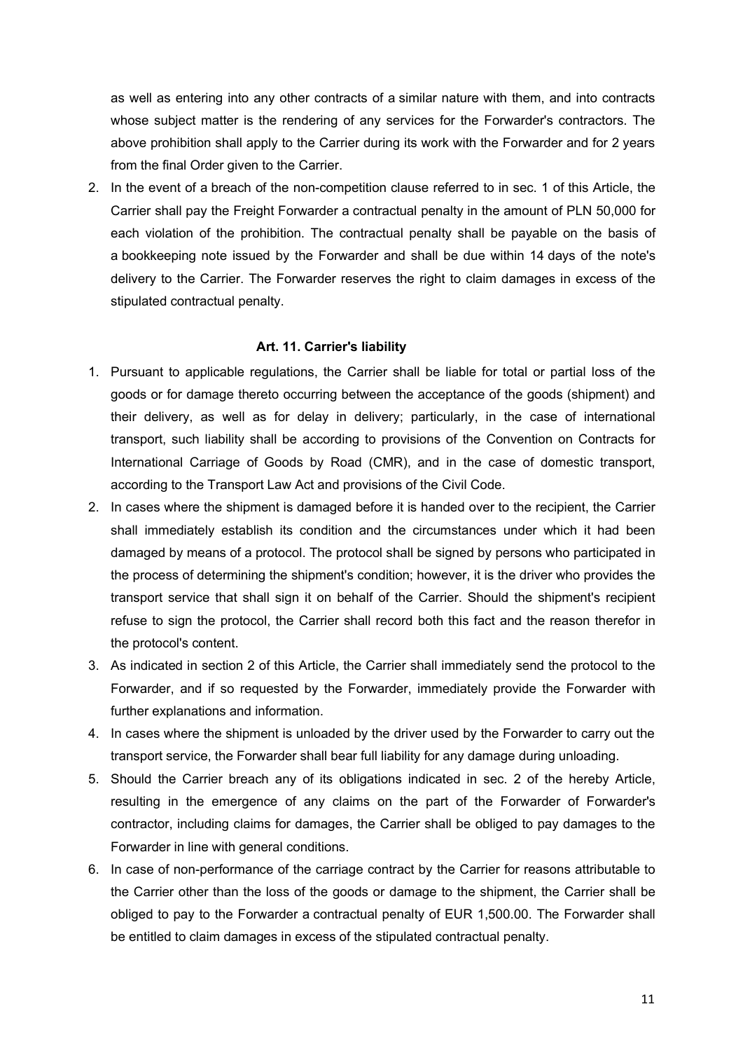as well as entering into any other contracts of a similar nature with them, and into contracts whose subject matter is the rendering of any services for the Forwarder's contractors. The above prohibition shall apply to the Carrier during its work with the Forwarder and for 2 years from the final Order given to the Carrier.

2. In the event of a breach of the non-competition clause referred to in sec. 1 of this Article, the Carrier shall pay the Freight Forwarder a contractual penalty in the amount of PLN 50,000 for each violation of the prohibition. The contractual penalty shall be payable on the basis of a bookkeeping note issued by the Forwarder and shall be due within 14 days of the note's delivery to the Carrier. The Forwarder reserves the right to claim damages in excess of the stipulated contractual penalty.

### Art. 11. Carrier's liability

1. Pursuant to applicable regulations, the Carrier shall be liable for total or partial loss of the goods or for damage thereto occurring between the acceptance of the goods (shipment) and their delivery, as well as for delay in delivery; particularly, in the case of international transport, such liability shall be according to provisions of the Convention on Contracts for International Carriage of Goods by Road (CMR), and in the case of domestic transport, according to the Transport Law Act and provisions of the Civil Code.
2. In cases where the shipment is damaged before it is handed over to the recipient, the Carrier shall immediately establish its condition and the circumstances under which it had been damaged by means of a protocol. The protocol shall be signed by persons who participated in the process of determining the shipment's condition; however, it is the driver who provides the transport service that shall sign it on behalf of the Carrier. Should the shipment's recipient refuse to sign the protocol, the Carrier shall record both this fact and the reason therefor in the protocol's content.
3. As indicated in section 2 of this Article, the Carrier shall immediately send the protocol to the Forwarder, and if so requested by the Forwarder, immediately provide the Forwarder with further explanations and information.
4. In cases where the shipment is unloaded by the driver used by the Forwarder to carry out the transport service, the Forwarder shall bear full liability for any damage during unloading.
5. Should the Carrier breach any of its obligations indicated in sec. 2 of the hereby Article, resulting in the emergence of any claims on the part of the Forwarder of Forwarder's contractor, including claims for damages, the Carrier shall be obliged to pay damages to the Forwarder in line with general conditions.
6. In case of non-performance of the carriage contract by the Carrier for reasons attributable to the Carrier other than the loss of the goods or damage to the shipment, the Carrier shall be obliged to pay to the Forwarder a contractual penalty of EUR 1,500.00. The Forwarder shall be entitled to claim damages in excess of the stipulated contractual penalty.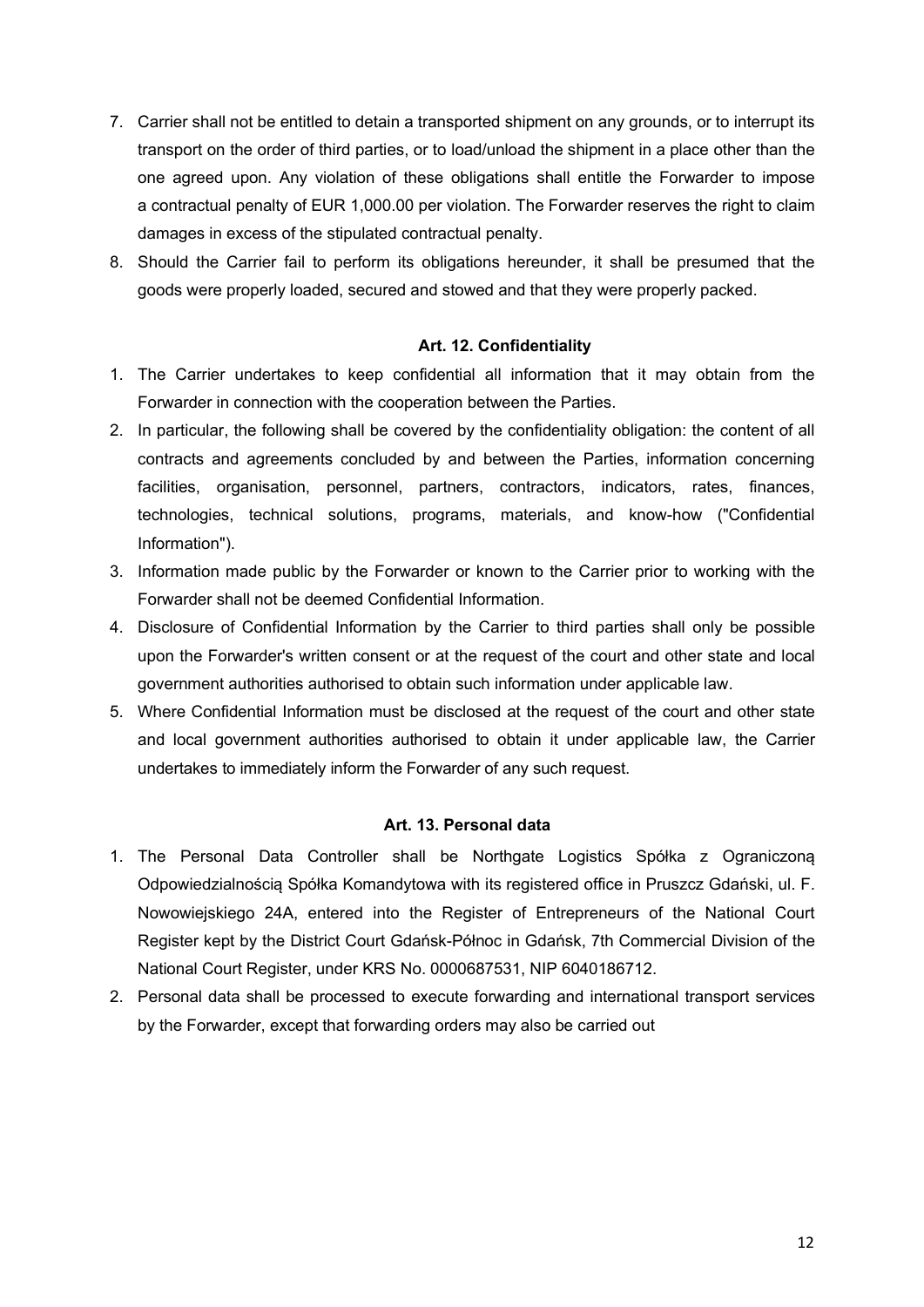7. Carrier shall not be entitled to detain a transported shipment on any grounds, or to interrupt its transport on the order of third parties, or to load/unload the shipment in a place other than the one agreed upon. Any violation of these obligations shall entitle the Forwarder to impose a contractual penalty of EUR 1,000.00 per violation. The Forwarder reserves the right to claim damages in excess of the stipulated contractual penalty.
8. Should the Carrier fail to perform its obligations hereunder, it shall be presumed that the goods were properly loaded, secured and stowed and that they were properly packed.

**Art. 12. Confidentiality**

1. The Carrier undertakes to keep confidential all information that it may obtain from the Forwarder in connection with the cooperation between the Parties.
2. In particular, the following shall be covered by the confidentiality obligation: the content of all contracts and agreements concluded by and between the Parties, information concerning facilities, organisation, personnel, partners, contractors, indicators, rates, finances, technologies, technical solutions, programs, materials, and know-how ("Confidential Information").
3. Information made public by the Forwarder or known to the Carrier prior to working with the Forwarder shall not be deemed Confidential Information.
4. Disclosure of Confidential Information by the Carrier to third parties shall only be possible upon the Forwarder's written consent or at the request of the court and other state and local government authorities authorised to obtain such information under applicable law.
5. Where Confidential Information must be disclosed at the request of the court and other state and local government authorities authorised to obtain it under applicable law, the Carrier undertakes to immediately inform the Forwarder of any such request.

**Art. 13. Personal data**

1. The Personal Data Controller shall be Northgate Logistics Spółka z Ograniczoną Odpowiedzialnością Spółka Komandytowa with its registered office in Pruszcz Gdański, ul. F. Nowowiejskiego 24A, entered into the Register of Entrepreneurs of the National Court Register kept by the District Court Gdańsk-Północ in Gdańsk, 7th Commercial Division of the National Court Register, under KRS No. 0000687531, NIP 6040186712.
2. Personal data shall be processed to execute forwarding and international transport services by the Forwarder, except that forwarding orders may also be carried out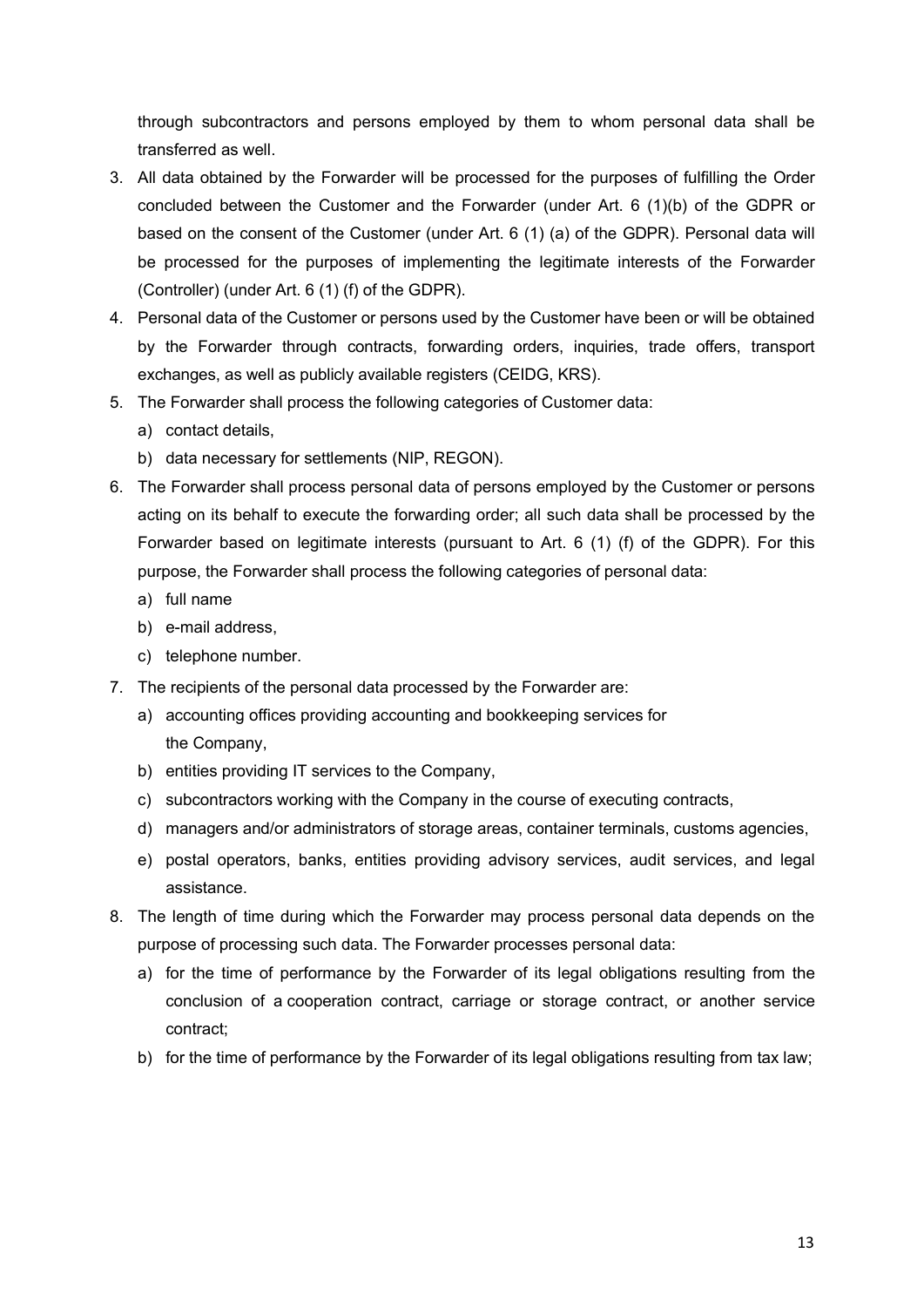through subcontractors and persons employed by them to whom personal data shall be transferred as well.

3. All data obtained by the Forwarder will be processed for the purposes of fulfilling the Order concluded between the Customer and the Forwarder (under Art. 6 (1)(b) of the GDPR or based on the consent of the Customer (under Art. 6 (1) (a) of the GDPR). Personal data will be processed for the purposes of implementing the legitimate interests of the Forwarder (Controller) (under Art. 6 (1) (f) of the GDPR).
4. Personal data of the Customer or persons used by the Customer have been or will be obtained by the Forwarder through contracts, forwarding orders, inquiries, trade offers, transport exchanges, as well as publicly available registers (CEIDG, KRS).
5. The Forwarder shall process the following categories of Customer data:
   a) contact details,
   b) data necessary for settlements (NIP, REGON).
6. The Forwarder shall process personal data of persons employed by the Customer or persons acting on its behalf to execute the forwarding order; all such data shall be processed by the Forwarder based on legitimate interests (pursuant to Art. 6 (1) (f) of the GDPR). For this purpose, the Forwarder shall process the following categories of personal data:
   a) full name
   b) e-mail address,
   c) telephone number.
7. The recipients of the personal data processed by the Forwarder are:
   a) accounting offices providing accounting and bookkeeping services for the Company,
   b) entities providing IT services to the Company,
   c) subcontractors working with the Company in the course of executing contracts,
   d) managers and/or administrators of storage areas, container terminals, customs agencies,
   e) postal operators, banks, entities providing advisory services, audit services, and legal assistance.
8. The length of time during which the Forwarder may process personal data depends on the purpose of processing such data. The Forwarder processes personal data:
   a) for the time of performance by the Forwarder of its legal obligations resulting from the conclusion of a cooperation contract, carriage or storage contract, or another service contract;
   b) for the time of performance by the Forwarder of its legal obligations resulting from tax law;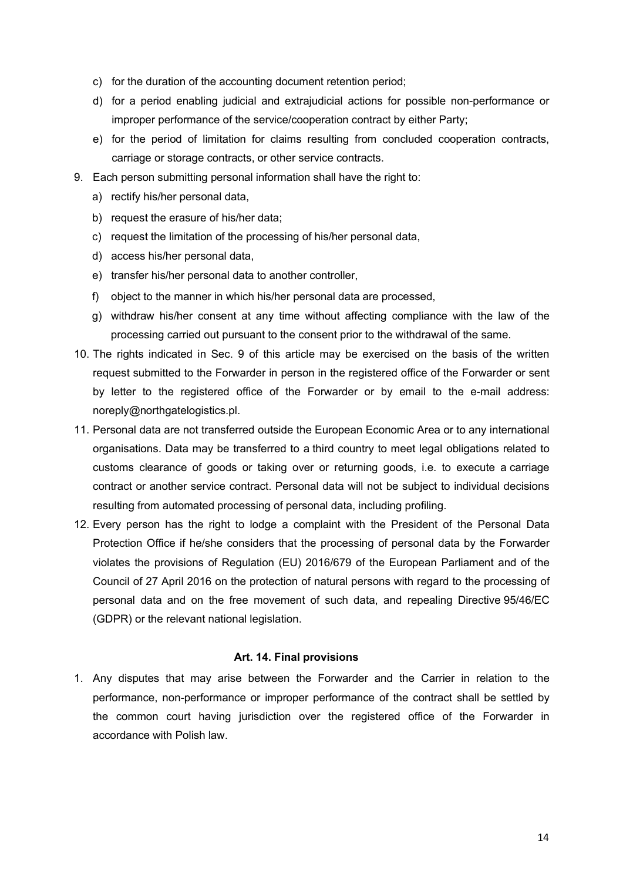c) for the duration of the accounting document retention period;

d) for a period enabling judicial and extrajudicial actions for possible non-performance or improper performance of the service/cooperation contract by either Party;

e) for the period of limitation for claims resulting from concluded cooperation contracts, carriage or storage contracts, or other service contracts.

9. Each person submitting personal information shall have the right to:
   a) rectify his/her personal data,
   b) request the erasure of his/her data;
   c) request the limitation of the processing of his/her personal data,
   d) access his/her personal data,
   e) transfer his/her personal data to another controller,
   f) object to the manner in which his/her personal data are processed,
   g) withdraw his/her consent at any time without affecting compliance with the law of the processing carried out pursuant to the consent prior to the withdrawal of the same.
10. The rights indicated in Sec. 9 of this article may be exercised on the basis of the written request submitted to the Forwarder in person in the registered office of the Forwarder or sent by letter to the registered office of the Forwarder or by email to the e-mail address: noreply@northgatelogistics.pl.
11. Personal data are not transferred outside the European Economic Area or to any international organisations. Data may be transferred to a third country to meet legal obligations related to customs clearance of goods or taking over or returning goods, i.e. to execute a carriage contract or another service contract. Personal data will not be subject to individual decisions resulting from automated processing of personal data, including profiling.
12. Every person has the right to lodge a complaint with the President of the Personal Data Protection Office if he/she considers that the processing of personal data by the Forwarder violates the provisions of Regulation (EU) 2016/679 of the European Parliament and of the Council of 27 April 2016 on the protection of natural persons with regard to the processing of personal data and on the free movement of such data, and repealing Directive 95/46/EC (GDPR) or the relevant national legislation.

### Art. 14. Final provisions

1. Any disputes that may arise between the Forwarder and the Carrier in relation to the performance, non-performance or improper performance of the contract shall be settled by the common court having jurisdiction over the registered office of the Forwarder in accordance with Polish law.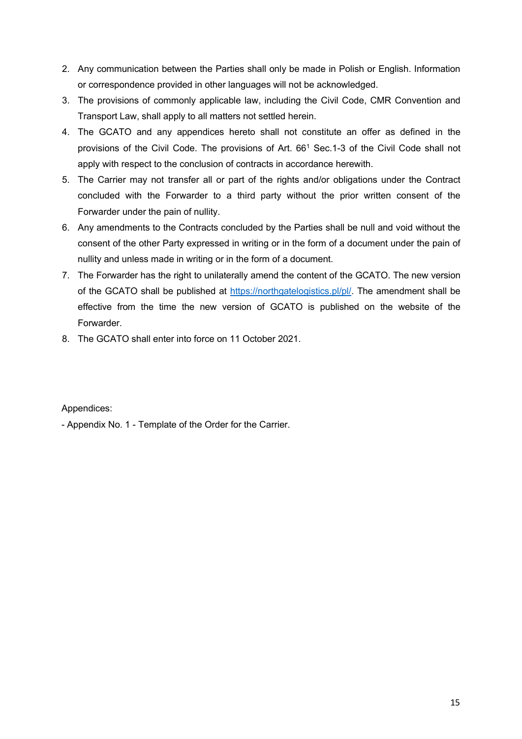2. Any communication between the Parties shall only be made in Polish or English. Information or correspondence provided in other languages will not be acknowledged.
3. The provisions of commonly applicable law, including the Civil Code, CMR Convention and Transport Law, shall apply to all matters not settled herein.
4. The GCATO and any appendices hereto shall not constitute an offer as defined in the provisions of the Civil Code. The provisions of Art. $66^1$ Sec.1-3 of the Civil Code shall not apply with respect to the conclusion of contracts in accordance herewith.
5. The Carrier may not transfer all or part of the rights and/or obligations under the Contract concluded with the Forwarder to a third party without the prior written consent of the Forwarder under the pain of nullity.
6. Any amendments to the Contracts concluded by the Parties shall be null and void without the consent of the other Party expressed in writing or in the form of a document under the pain of nullity and unless made in writing or in the form of a document.
7. The Forwarder has the right to unilaterally amend the content of the GCATO. The new version of the GCATO shall be published at [https://northgatelogistics.pl/pl/](https://northgatelogistics.pl/pl/). The amendment shall be effective from the time the new version of GCATO is published on the website of the Forwarder.
8. The GCATO shall enter into force on 11 October 2021.

Appendices:

- Appendix No. 1 - Template of the Order for the Carrier.